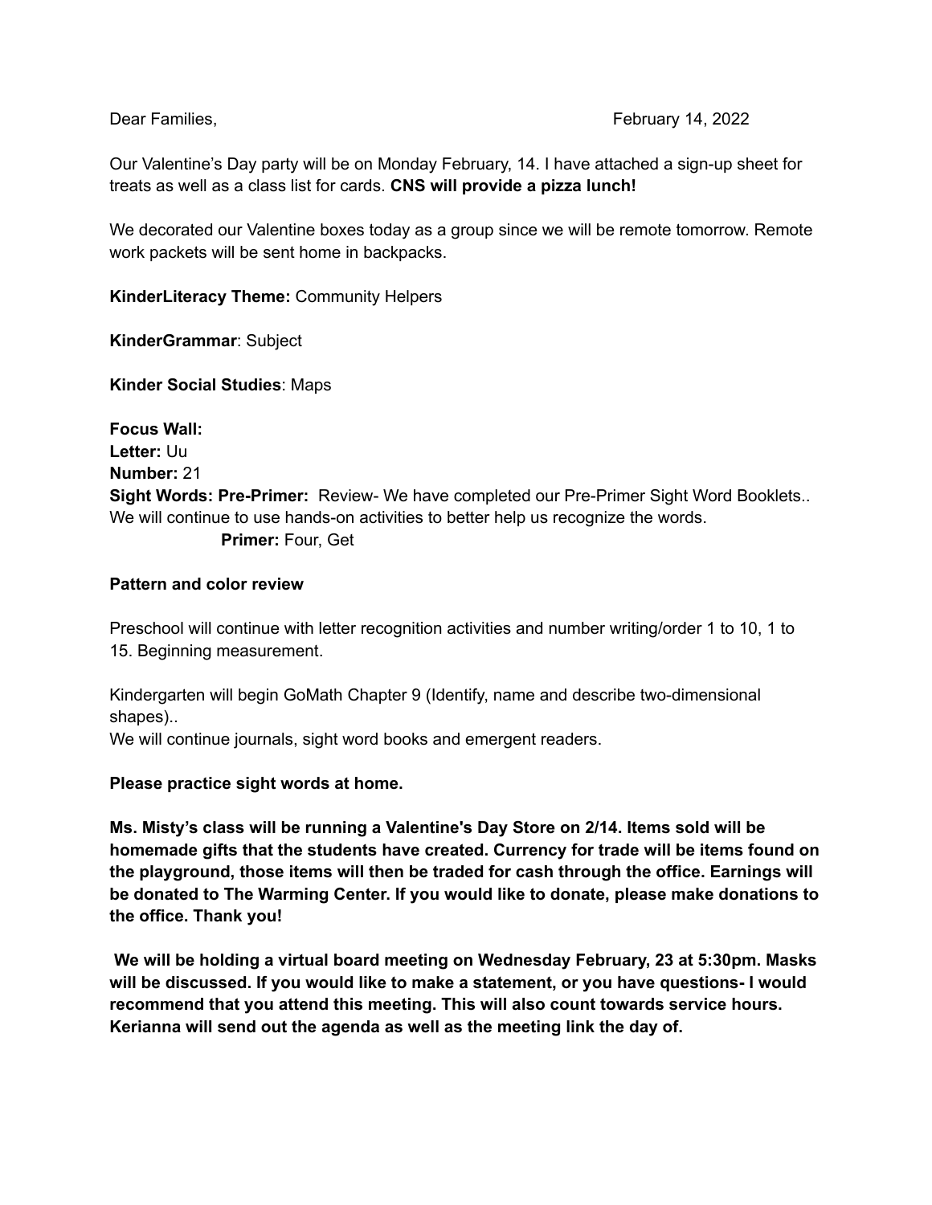Dear Families, February 14, 2022

Our Valentine's Day party will be on Monday February, 14. I have attached a sign-up sheet for treats as well as a class list for cards. **CNS will provide a pizza lunch!**

We decorated our Valentine boxes today as a group since we will be remote tomorrow. Remote work packets will be sent home in backpacks.

**KinderLiteracy Theme:** Community Helpers

**KinderGrammar**: Subject

**Kinder Social Studies**: Maps

**Focus Wall:**
**Letter:** Uu
**Number:** 21
**Sight Words: Pre-Primer:** Review- We have completed our Pre-Primer Sight Word Booklets.. We will continue to use hands-on activities to better help us recognize the words.
**Primer:** Four, Get

**Pattern and color review**

Preschool will continue with letter recognition activities and number writing/order 1 to 10, 1 to 15. Beginning measurement.

Kindergarten will begin GoMath Chapter 9 (Identify, name and describe two-dimensional shapes)..
We will continue journals, sight word books and emergent readers.

**Please practice sight words at home.**

**Ms. Misty's class will be running a Valentine's Day Store on 2/14. Items sold will be homemade gifts that the students have created. Currency for trade will be items found on the playground, those items will then be traded for cash through the office. Earnings will be donated to The Warming Center. If you would like to donate, please make donations to the office. Thank you!**

**We will be holding a virtual board meeting on Wednesday February, 23 at 5:30pm. Masks will be discussed. If you would like to make a statement, or you have questions- I would recommend that you attend this meeting. This will also count towards service hours. Kerianna will send out the agenda as well as the meeting link the day of.**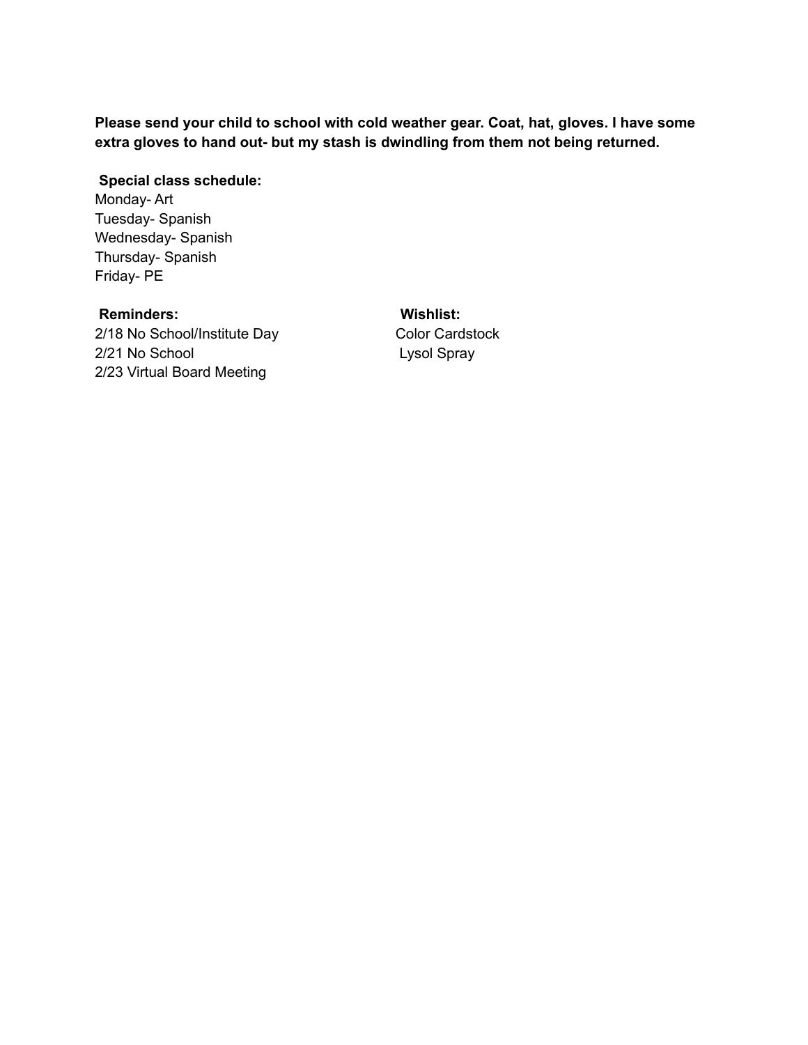**Please send your child to school with cold weather gear. Coat, hat, gloves. I have some extra gloves to hand out- but my stash is dwindling from them not being returned.**

**Special class schedule:**

Monday- Art
Tuesday- Spanish
Wednesday- Spanish
Thursday- Spanish
Friday- PE

**Reminders:**

2/18 No School/Institute Day
2/21 No School
2/23 Virtual Board Meeting

**Wishlist:**

Color Cardstock
Lysol Spray